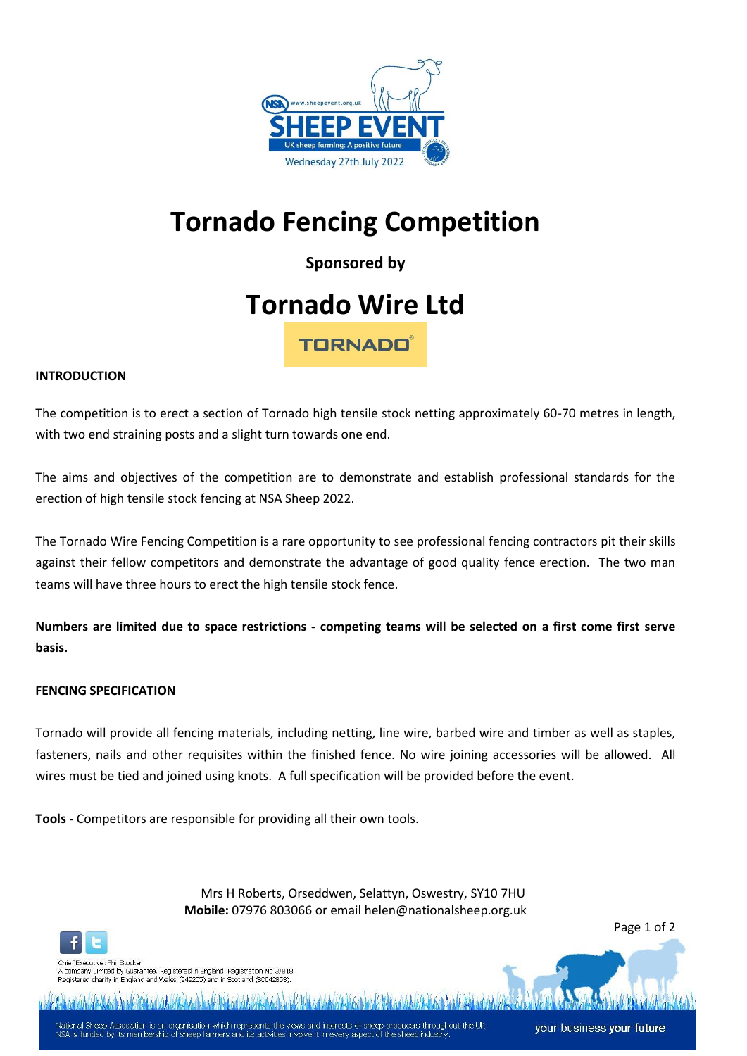# Tornado Fencing Competition

**Sponsored by**

## Tornado Wire Ltd

**INTRODUCTION**

The competition is to erect a section of Tornado high tensile stock netting approximately 60-70 metres in length, with two end straining posts and a slight turn towards one end.

The aims and objectives of the competition are to demonstrate and establish professional standards for the erection of high tensile stock fencing at NSA Sheep 2022.

The Tornado Wire Fencing Competition is a rare opportunity to see professional fencing contractors pit their skills against their fellow competitors and demonstrate the advantage of good quality fence erection. The two man teams will have three hours to erect the high tensile stock fence.

**Numbers are limited due to space restrictions - competing teams will be selected on a first come first serve basis.**

**FENCING SPECIFICATION**

Tornado will provide all fencing materials, including netting, line wire, barbed wire and timber as well as staples, fasteners, nails and other requisites within the finished fence. No wire joining accessories will be allowed. All wires must be tied and joined using knots. A full specification will be provided before the event.

**Tools -** Competitors are responsible for providing all their own tools.

Mrs H Roberts, Orseddwen, Selattyn, Oswestry, SY10 7HU
**Mobile:** 07976 803066 or email helen@nationalsheep.org.uk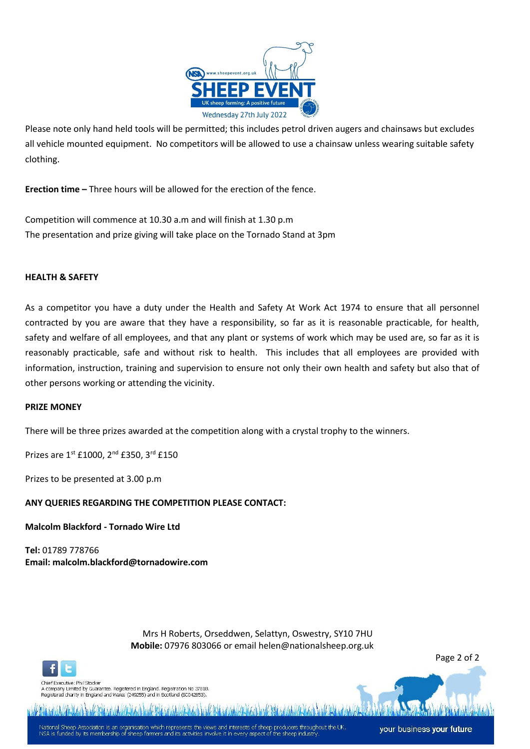Please note only hand held tools will be permitted; this includes petrol driven augers and chainsaws but excludes all vehicle mounted equipment. No competitors will be allowed to use a chainsaw unless wearing suitable safety clothing.

**Erection time –** Three hours will be allowed for the erection of the fence.

Competition will commence at 10.30 a.m and will finish at 1.30 p.m
The presentation and prize giving will take place on the Tornado Stand at 3pm

**HEALTH & SAFETY**

As a competitor you have a duty under the Health and Safety At Work Act 1974 to ensure that all personnel contracted by you are aware that they have a responsibility, so far as it is reasonable practicable, for health, safety and welfare of all employees, and that any plant or systems of work which may be used are, so far as it is reasonably practicable, safe and without risk to health. This includes that all employees are provided with information, instruction, training and supervision to ensure not only their own health and safety but also that of other persons working or attending the vicinity.

**PRIZE MONEY**

There will be three prizes awarded at the competition along with a crystal trophy to the winners.

Prizes are 1st £1000, 2nd £350, 3rd £150

Prizes to be presented at 3.00 p.m

**ANY QUERIES REGARDING THE COMPETITION PLEASE CONTACT:**

**Malcolm Blackford - Tornado Wire Ltd**

**Tel:** 01789 778766
**Email: malcolm.blackford@tornadowire.com**

Mrs H Roberts, Orseddwen, Selattyn, Oswestry, SY10 7HU
**Mobile:** 07976 803066 or email helen@nationalsheep.org.uk